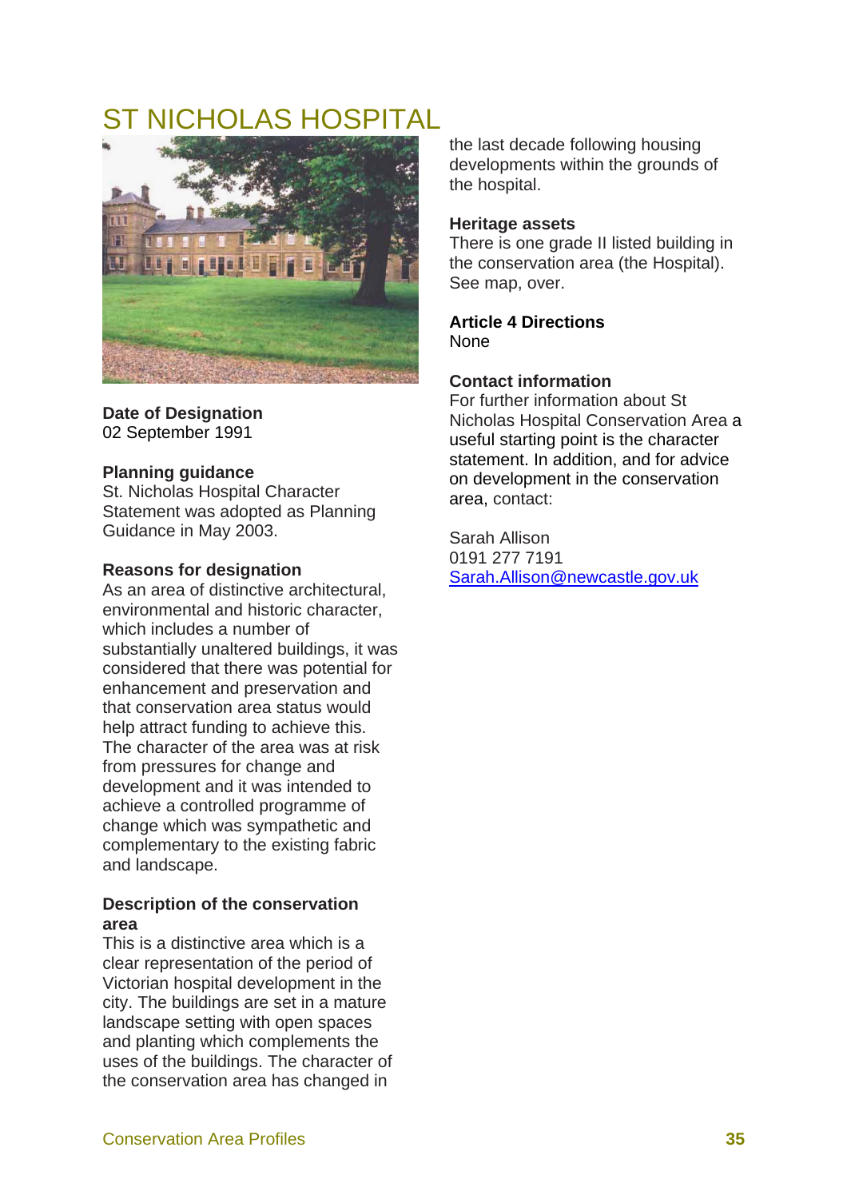# ST NICHOLAS HOSPITAL

**Date of Designation**
02 September 1991

**Planning guidance**
St. Nicholas Hospital Character Statement was adopted as Planning Guidance in May 2003.

**Reasons for designation**
As an area of distinctive architectural, environmental and historic character, which includes a number of substantially unaltered buildings, it was considered that there was potential for enhancement and preservation and that conservation area status would help attract funding to achieve this. The character of the area was at risk from pressures for change and development and it was intended to achieve a controlled programme of change which was sympathetic and complementary to the existing fabric and landscape.

**Description of the conservation area**
This is a distinctive area which is a clear representation of the period of Victorian hospital development in the city. The buildings are set in a mature landscape setting with open spaces and planting which complements the uses of the buildings. The character of the conservation area has changed in the last decade following housing developments within the grounds of the hospital.

**Heritage assets**
There is one grade II listed building in the conservation area (the Hospital). See map, over.

**Article 4 Directions**
None

**Contact information**
For further information about St Nicholas Hospital Conservation Area a useful starting point is the character statement. In addition, and for advice on development in the conservation area, contact:

Sarah Allison
0191 277 7191
Sarah.Allison@newcastle.gov.uk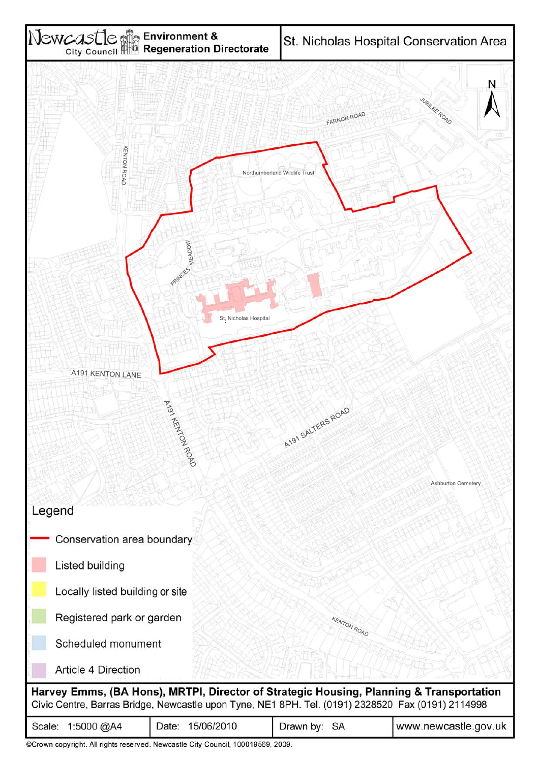Newcastle City Council | Environment & Regeneration Directorate

# St. Nicholas Hospital Conservation Area

N

FARNON ROAD

JUBILEE ROAD

KENTON ROAD

Northumberland Wildlife Trust

MEADOW

PRINCES

St. Nicholas Hospital

A191 KENTON LANE

A191 KENTON ROAD

A191 SALTERS ROAD

Ashburton Cemetery

KENTON ROAD

## Legend

- Conservation area boundary
- Listed building
- Locally listed building or site
- Registered park or garden
- Scheduled monument
- Article 4 Direction

**Harvey Emms, (BA Hons), MRTPI, Director of Strategic Housing, Planning & Transportation**
Civic Centre, Barras Bridge, Newcastle upon Tyne, NE1 8PH. Tel. (0191) 2328520 Fax (0191) 2114998

| Scale: 1:5000 @A4 | Date: 15/06/2010 | Drawn by: SA | www.newcastle.gov.uk |
|---|---|---|---|

©Crown copyright. All rights reserved. Newcastle City Council, 100019569, 2009.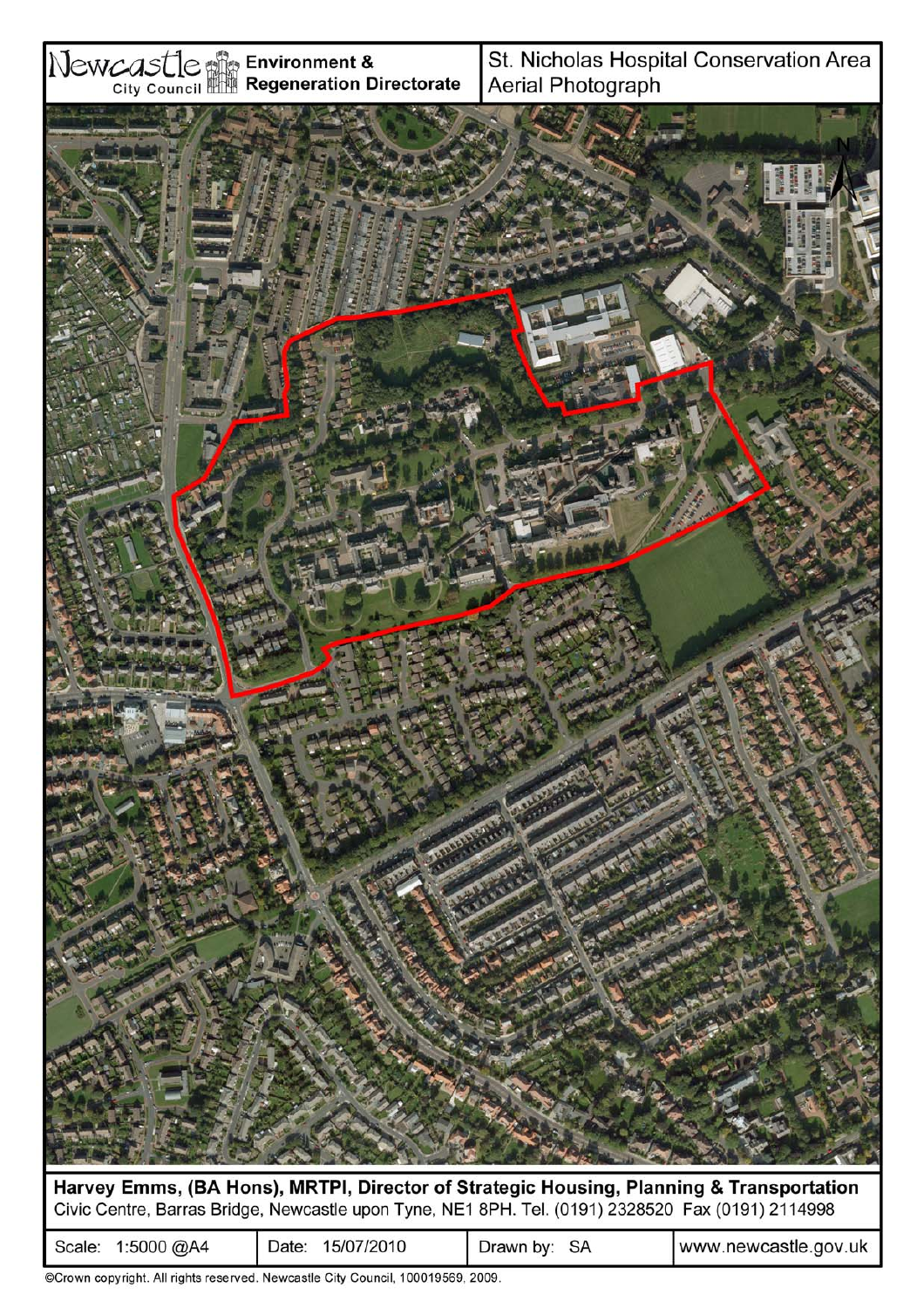Newcastle City Council | Environment & Regeneration Directorate

# St. Nicholas Hospital Conservation Area Aerial Photograph

N

**Harvey Emms, (BA Hons), MRTPI, Director of Strategic Housing, Planning & Transportation**
Civic Centre, Barras Bridge, Newcastle upon Tyne, NE1 8PH. Tel. (0191) 2328520 Fax (0191) 2114998

| | | | |
|---|---|---|---|
| Scale: 1:5000 @A4 | Date: 15/07/2010 | Drawn by: SA | www.newcastle.gov.uk |

©Crown copyright. All rights reserved. Newcastle City Council, 100019569, 2009.